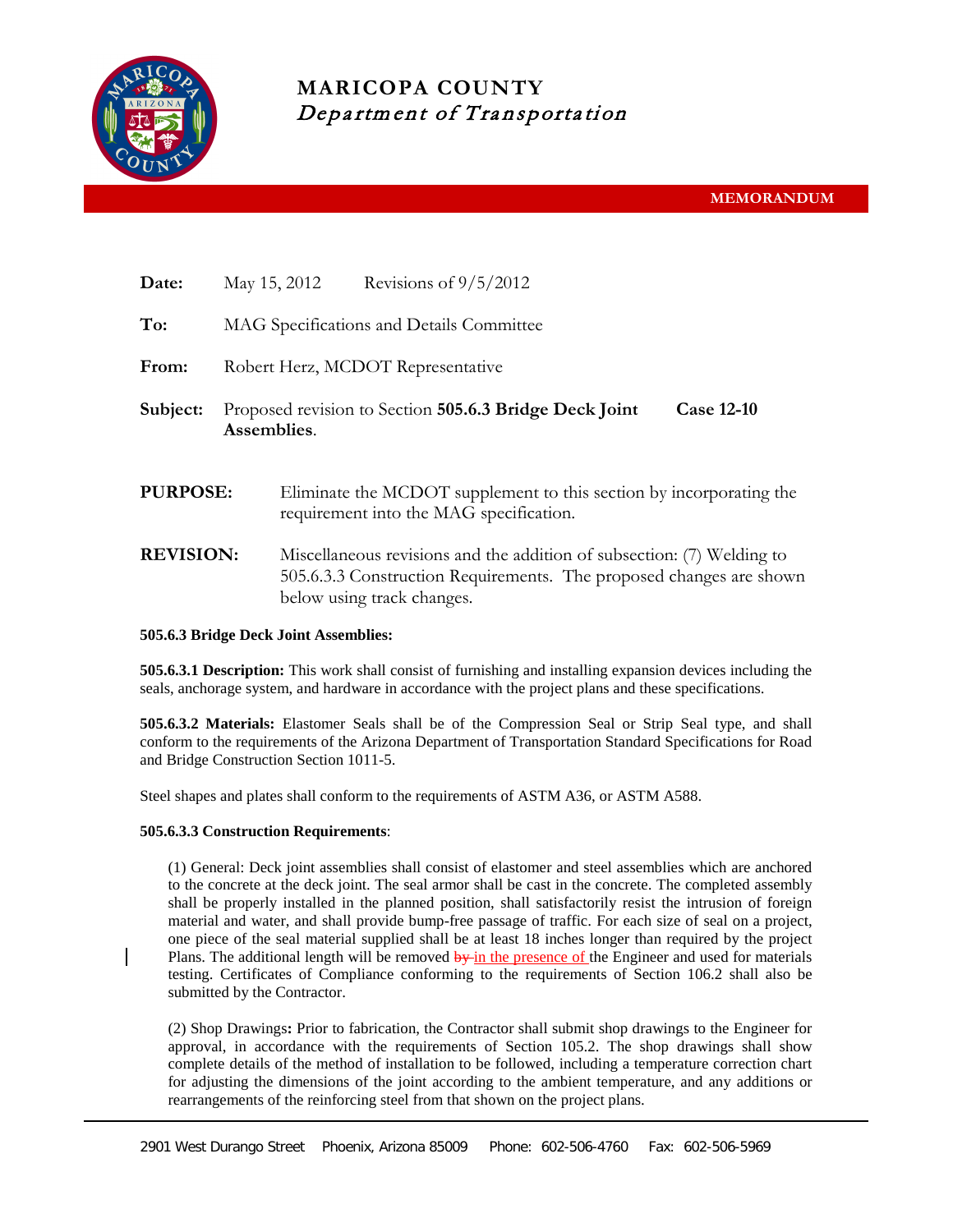# MARICOPA COUNTY
*Department of Transportation*

**MEMORANDUM**

**Date:** May 15, 2012 Revisions of 9/5/2012

**To:** MAG Specifications and Details Committee

**From:** Robert Herz, MCDOT Representative

**Subject:** Proposed revision to Section **505.6.3 Bridge Deck Joint Assemblies**. **Case 12-10**

**PURPOSE:** Eliminate the MCDOT supplement to this section by incorporating the requirement into the MAG specification.

**REVISION:** Miscellaneous revisions and the addition of subsection: (7) Welding to 505.6.3.3 Construction Requirements. The proposed changes are shown below using track changes.

**505.6.3 Bridge Deck Joint Assemblies:**

**505.6.3.1 Description:** This work shall consist of furnishing and installing expansion devices including the seals, anchorage system, and hardware in accordance with the project plans and these specifications.

**505.6.3.2 Materials:** Elastomer Seals shall be of the Compression Seal or Strip Seal type, and shall conform to the requirements of the Arizona Department of Transportation Standard Specifications for Road and Bridge Construction Section 1011-5.

Steel shapes and plates shall conform to the requirements of ASTM A36, or ASTM A588.

**505.6.3.3 Construction Requirements**:

(1) General: Deck joint assemblies shall consist of elastomer and steel assemblies which are anchored to the concrete at the deck joint. The seal armor shall be cast in the concrete. The completed assembly shall be properly installed in the planned position, shall satisfactorily resist the intrusion of foreign material and water, and shall provide bump-free passage of traffic. For each size of seal on a project, one piece of the seal material supplied shall be at least 18 inches longer than required by the project Plans. The additional length will be removed ~~by~~ in the presence of the Engineer and used for materials testing. Certificates of Compliance conforming to the requirements of Section 106.2 shall also be submitted by the Contractor.

(2) Shop Drawings**:** Prior to fabrication, the Contractor shall submit shop drawings to the Engineer for approval, in accordance with the requirements of Section 105.2. The shop drawings shall show complete details of the method of installation to be followed, including a temperature correction chart for adjusting the dimensions of the joint according to the ambient temperature, and any additions or rearrangements of the reinforcing steel from that shown on the project plans.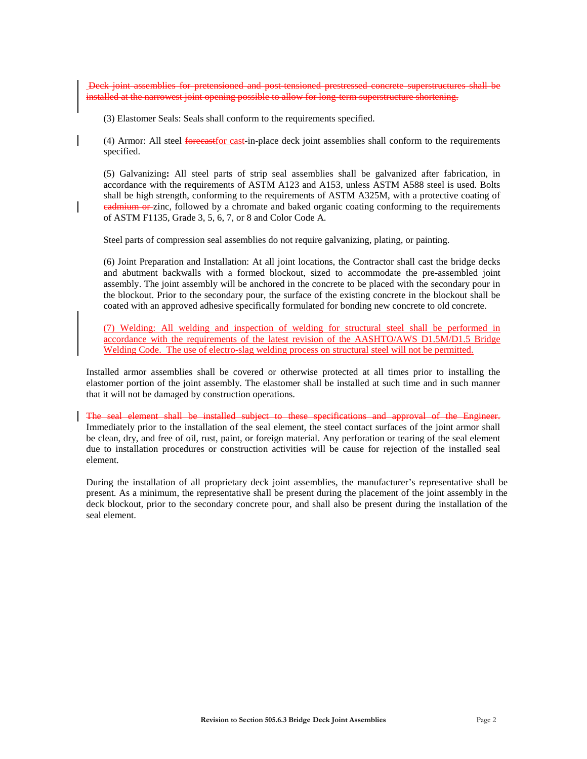~~Deck joint assemblies for pretensioned and post-tensioned prestressed concrete superstructures shall be installed at the narrowest joint opening possible to allow for long-term superstructure shortening.~~

(3) Elastomer Seals: Seals shall conform to the requirements specified.

(4) Armor: All steel ~~forecast~~<u>for cast</u>-in-place deck joint assemblies shall conform to the requirements specified.

(5) Galvanizing**:** All steel parts of strip seal assemblies shall be galvanized after fabrication, in accordance with the requirements of ASTM A123 and A153, unless ASTM A588 steel is used. Bolts shall be high strength, conforming to the requirements of ASTM A325M, with a protective coating of ~~cadmium or~~ zinc, followed by a chromate and baked organic coating conforming to the requirements of ASTM F1135, Grade 3, 5, 6, 7, or 8 and Color Code A.

Steel parts of compression seal assemblies do not require galvanizing, plating, or painting.

(6) Joint Preparation and Installation: At all joint locations, the Contractor shall cast the bridge decks and abutment backwalls with a formed blockout, sized to accommodate the pre-assembled joint assembly. The joint assembly will be anchored in the concrete to be placed with the secondary pour in the blockout. Prior to the secondary pour, the surface of the existing concrete in the blockout shall be coated with an approved adhesive specifically formulated for bonding new concrete to old concrete.

<u>(7) Welding: All welding and inspection of welding for structural steel shall be performed in accordance with the requirements of the latest revision of the AASHTO/AWS D1.5M/D1.5 Bridge Welding Code. The use of electro-slag welding process on structural steel will not be permitted.</u>

Installed armor assemblies shall be covered or otherwise protected at all times prior to installing the elastomer portion of the joint assembly. The elastomer shall be installed at such time and in such manner that it will not be damaged by construction operations.

~~The seal element shall be installed subject to these specifications and approval of the Engineer.~~ Immediately prior to the installation of the seal element, the steel contact surfaces of the joint armor shall be clean, dry, and free of oil, rust, paint, or foreign material. Any perforation or tearing of the seal element due to installation procedures or construction activities will be cause for rejection of the installed seal element.

During the installation of all proprietary deck joint assemblies, the manufacturer's representative shall be present. As a minimum, the representative shall be present during the placement of the joint assembly in the deck blockout, prior to the secondary concrete pour, and shall also be present during the installation of the seal element.